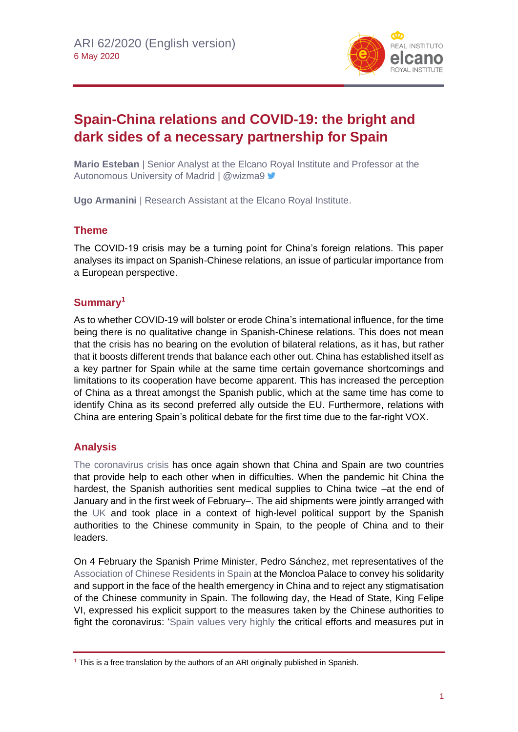ARI 62/2020 (English version)
6 May 2020

# Spain-China relations and COVID-19: the bright and dark sides of a necessary partnership for Spain

**Mario Esteban** | Senior Analyst at the Elcano Royal Institute and Professor at the Autonomous University of Madrid | @wizma9

**Ugo Armanini** | Research Assistant at the Elcano Royal Institute.

## Theme

The COVID-19 crisis may be a turning point for China's foreign relations. This paper analyses its impact on Spanish-Chinese relations, an issue of particular importance from a European perspective.

## Summary[1]

As to whether COVID-19 will bolster or erode China's international influence, for the time being there is no qualitative change in Spanish-Chinese relations. This does not mean that the crisis has no bearing on the evolution of bilateral relations, as it has, but rather that it boosts different trends that balance each other out. China has established itself as a key partner for Spain while at the same time certain governance shortcomings and limitations to its cooperation have become apparent. This has increased the perception of China as a threat amongst the Spanish public, which at the same time has come to identify China as its second preferred ally outside the EU. Furthermore, relations with China are entering Spain's political debate for the first time due to the far-right VOX.

## Analysis

The coronavirus crisis has once again shown that China and Spain are two countries that provide help to each other when in difficulties. When the pandemic hit China the hardest, the Spanish authorities sent medical supplies to China twice –at the end of January and in the first week of February–. The aid shipments were jointly arranged with the UK and took place in a context of high-level political support by the Spanish authorities to the Chinese community in Spain, to the people of China and to their leaders.

On 4 February the Spanish Prime Minister, Pedro Sánchez, met representatives of the Association of Chinese Residents in Spain at the Moncloa Palace to convey his solidarity and support in the face of the health emergency in China and to reject any stigmatisation of the Chinese community in Spain. The following day, the Head of State, King Felipe VI, expressed his explicit support to the measures taken by the Chinese authorities to fight the coronavirus: 'Spain values very highly the critical efforts and measures put in

[1] This is a free translation by the authors of an ARI originally published in Spanish.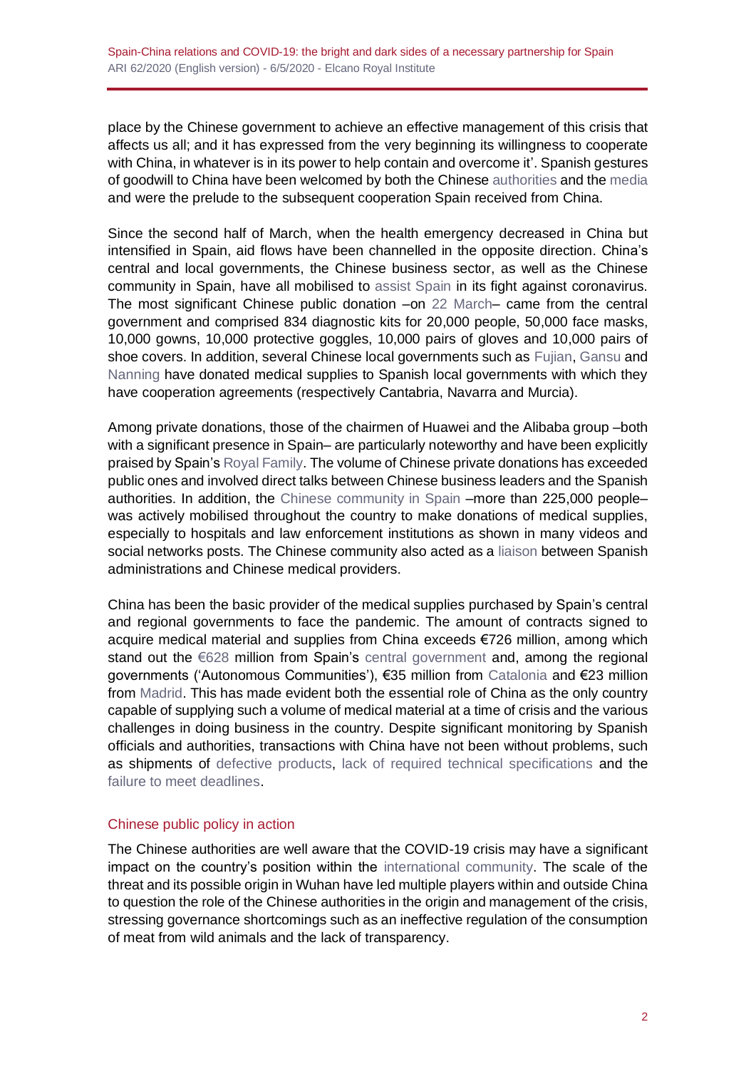place by the Chinese government to achieve an effective management of this crisis that affects us all; and it has expressed from the very beginning its willingness to cooperate with China, in whatever is in its power to help contain and overcome it'. Spanish gestures of goodwill to China have been welcomed by both the Chinese authorities and the media and were the prelude to the subsequent cooperation Spain received from China.

Since the second half of March, when the health emergency decreased in China but intensified in Spain, aid flows have been channelled in the opposite direction. China's central and local governments, the Chinese business sector, as well as the Chinese community in Spain, have all mobilised to assist Spain in its fight against coronavirus. The most significant Chinese public donation –on 22 March– came from the central government and comprised 834 diagnostic kits for 20,000 people, 50,000 face masks, 10,000 gowns, 10,000 protective goggles, 10,000 pairs of gloves and 10,000 pairs of shoe covers. In addition, several Chinese local governments such as Fujian, Gansu and Nanning have donated medical supplies to Spanish local governments with which they have cooperation agreements (respectively Cantabria, Navarra and Murcia).

Among private donations, those of the chairmen of Huawei and the Alibaba group –both with a significant presence in Spain– are particularly noteworthy and have been explicitly praised by Spain's Royal Family. The volume of Chinese private donations has exceeded public ones and involved direct talks between Chinese business leaders and the Spanish authorities. In addition, the Chinese community in Spain –more than 225,000 people– was actively mobilised throughout the country to make donations of medical supplies, especially to hospitals and law enforcement institutions as shown in many videos and social networks posts. The Chinese community also acted as a liaison between Spanish administrations and Chinese medical providers.

China has been the basic provider of the medical supplies purchased by Spain's central and regional governments to face the pandemic. The amount of contracts signed to acquire medical material and supplies from China exceeds €726 million, among which stand out the €628 million from Spain's central government and, among the regional governments ('Autonomous Communities'), €35 million from Catalonia and €23 million from Madrid. This has made evident both the essential role of China as the only country capable of supplying such a volume of medical material at a time of crisis and the various challenges in doing business in the country. Despite significant monitoring by Spanish officials and authorities, transactions with China have not been without problems, such as shipments of defective products, lack of required technical specifications and the failure to meet deadlines.

## Chinese public policy in action

The Chinese authorities are well aware that the COVID-19 crisis may have a significant impact on the country's position within the international community. The scale of the threat and its possible origin in Wuhan have led multiple players within and outside China to question the role of the Chinese authorities in the origin and management of the crisis, stressing governance shortcomings such as an ineffective regulation of the consumption of meat from wild animals and the lack of transparency.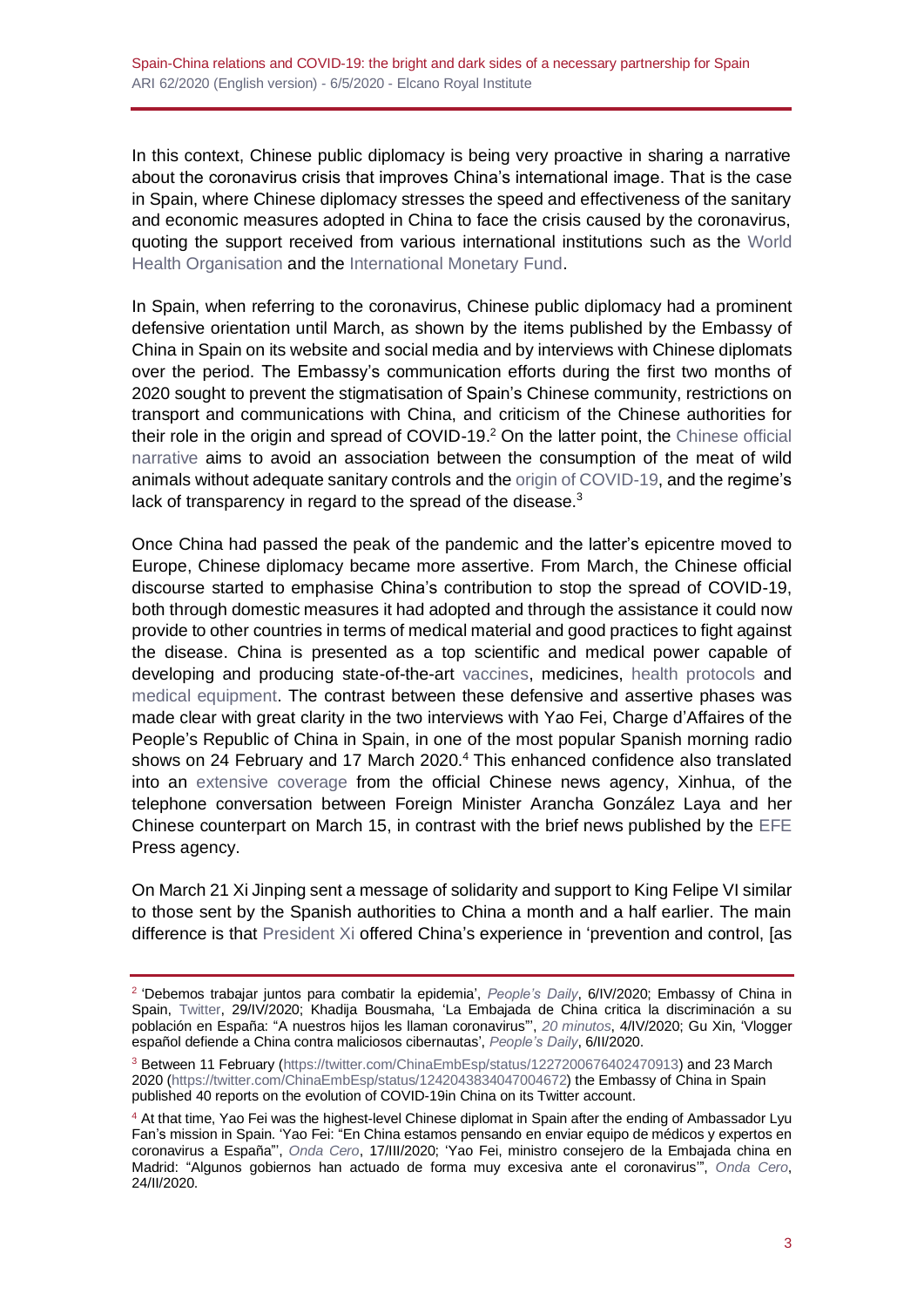In this context, Chinese public diplomacy is being very proactive in sharing a narrative about the coronavirus crisis that improves China's international image. That is the case in Spain, where Chinese diplomacy stresses the speed and effectiveness of the sanitary and economic measures adopted in China to face the crisis caused by the coronavirus, quoting the support received from various international institutions such as the World Health Organisation and the International Monetary Fund.

In Spain, when referring to the coronavirus, Chinese public diplomacy had a prominent defensive orientation until March, as shown by the items published by the Embassy of China in Spain on its website and social media and by interviews with Chinese diplomats over the period. The Embassy's communication efforts during the first two months of 2020 sought to prevent the stigmatisation of Spain's Chinese community, restrictions on transport and communications with China, and criticism of the Chinese authorities for their role in the origin and spread of COVID-19.[2] On the latter point, the Chinese official narrative aims to avoid an association between the consumption of the meat of wild animals without adequate sanitary controls and the origin of COVID-19, and the regime's lack of transparency in regard to the spread of the disease.[3]

Once China had passed the peak of the pandemic and the latter's epicentre moved to Europe, Chinese diplomacy became more assertive. From March, the Chinese official discourse started to emphasise China's contribution to stop the spread of COVID-19, both through domestic measures it had adopted and through the assistance it could now provide to other countries in terms of medical material and good practices to fight against the disease. China is presented as a top scientific and medical power capable of developing and producing state-of-the-art vaccines, medicines, health protocols and medical equipment. The contrast between these defensive and assertive phases was made clear with great clarity in the two interviews with Yao Fei, Charge d'Affaires of the People's Republic of China in Spain, in one of the most popular Spanish morning radio shows on 24 February and 17 March 2020.[4] This enhanced confidence also translated into an extensive coverage from the official Chinese news agency, Xinhua, of the telephone conversation between Foreign Minister Arancha González Laya and her Chinese counterpart on March 15, in contrast with the brief news published by the EFE Press agency.

On March 21 Xi Jinping sent a message of solidarity and support to King Felipe VI similar to those sent by the Spanish authorities to China a month and a half earlier. The main difference is that President Xi offered China's experience in 'prevention and control, [as

---

[2] 'Debemos trabajar juntos para combatir la epidemia', *People's Daily*, 6/IV/2020; Embassy of China in Spain, Twitter, 29/IV/2020; Khadija Bousmaha, 'La Embajada de China critica la discriminación a su población en España: "A nuestros hijos les llaman coronavirus"', *20 minutos*, 4/IV/2020; Gu Xin, 'Vlogger español defiende a China contra maliciosos cibernautas', *People's Daily*, 6/II/2020.

[3] Between 11 February (https://twitter.com/ChinaEmbEsp/status/1227200676402470913) and 23 March 2020 (https://twitter.com/ChinaEmbEsp/status/1242043834047004672) the Embassy of China in Spain published 40 reports on the evolution of COVID-19in China on its Twitter account.

[4] At that time, Yao Fei was the highest-level Chinese diplomat in Spain after the ending of Ambassador Lyu Fan's mission in Spain. 'Yao Fei: "En China estamos pensando en enviar equipo de médicos y expertos en coronavirus a España"', *Onda Cero*, 17/III/2020; 'Yao Fei, ministro consejero de la Embajada china en Madrid: "Algunos gobiernos han actuado de forma muy excesiva ante el coronavirus"', *Onda Cero*, 24/II/2020.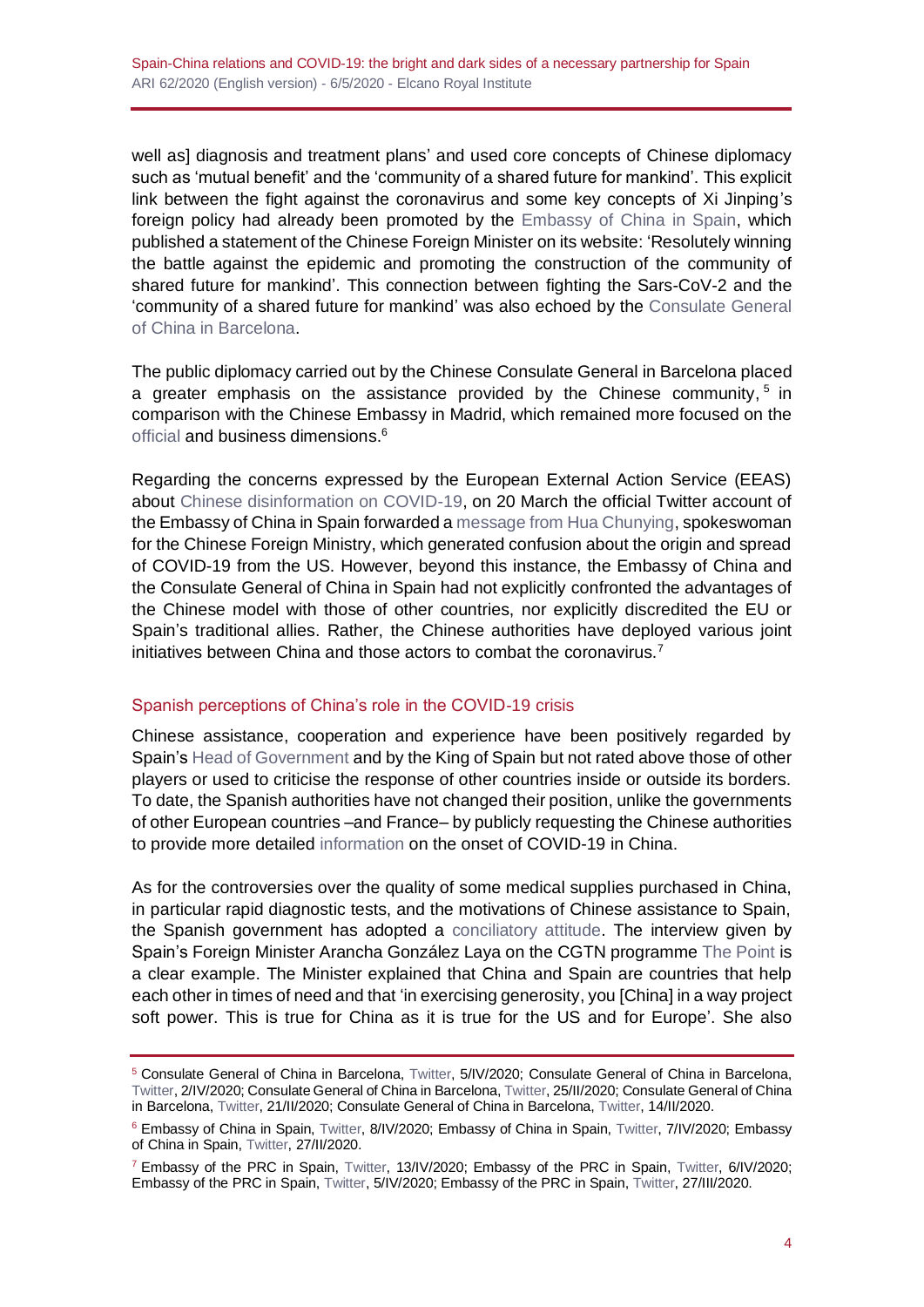well as] diagnosis and treatment plans' and used core concepts of Chinese diplomacy such as 'mutual benefit' and the 'community of a shared future for mankind'. This explicit link between the fight against the coronavirus and some key concepts of Xi Jinping's foreign policy had already been promoted by the Embassy of China in Spain, which published a statement of the Chinese Foreign Minister on its website: 'Resolutely winning the battle against the epidemic and promoting the construction of the community of shared future for mankind'. This connection between fighting the Sars-CoV-2 and the 'community of a shared future for mankind' was also echoed by the Consulate General of China in Barcelona.

The public diplomacy carried out by the Chinese Consulate General in Barcelona placed a greater emphasis on the assistance provided by the Chinese community,[5] in comparison with the Chinese Embassy in Madrid, which remained more focused on the official and business dimensions.[6]

Regarding the concerns expressed by the European External Action Service (EEAS) about Chinese disinformation on COVID-19, on 20 March the official Twitter account of the Embassy of China in Spain forwarded a message from Hua Chunying, spokeswoman for the Chinese Foreign Ministry, which generated confusion about the origin and spread of COVID-19 from the US. However, beyond this instance, the Embassy of China and the Consulate General of China in Spain had not explicitly confronted the advantages of the Chinese model with those of other countries, nor explicitly discredited the EU or Spain's traditional allies. Rather, the Chinese authorities have deployed various joint initiatives between China and those actors to combat the coronavirus.[7]

## Spanish perceptions of China's role in the COVID-19 crisis

Chinese assistance, cooperation and experience have been positively regarded by Spain's Head of Government and by the King of Spain but not rated above those of other players or used to criticise the response of other countries inside or outside its borders. To date, the Spanish authorities have not changed their position, unlike the governments of other European countries –and France– by publicly requesting the Chinese authorities to provide more detailed information on the onset of COVID-19 in China.

As for the controversies over the quality of some medical supplies purchased in China, in particular rapid diagnostic tests, and the motivations of Chinese assistance to Spain, the Spanish government has adopted a conciliatory attitude. The interview given by Spain's Foreign Minister Arancha González Laya on the CGTN programme The Point is a clear example. The Minister explained that China and Spain are countries that help each other in times of need and that 'in exercising generosity, you [China] in a way project soft power. This is true for China as it is true for the US and for Europe'. She also

[5] Consulate General of China in Barcelona, Twitter, 5/IV/2020; Consulate General of China in Barcelona, Twitter, 2/IV/2020; Consulate General of China in Barcelona, Twitter, 25/II/2020; Consulate General of China in Barcelona, Twitter, 21/II/2020; Consulate General of China in Barcelona, Twitter, 14/II/2020.

[6] Embassy of China in Spain, Twitter, 8/IV/2020; Embassy of China in Spain, Twitter, 7/IV/2020; Embassy of China in Spain, Twitter, 27/II/2020.

[7] Embassy of the PRC in Spain, Twitter, 13/IV/2020; Embassy of the PRC in Spain, Twitter, 6/IV/2020; Embassy of the PRC in Spain, Twitter, 5/IV/2020; Embassy of the PRC in Spain, Twitter, 27/III/2020.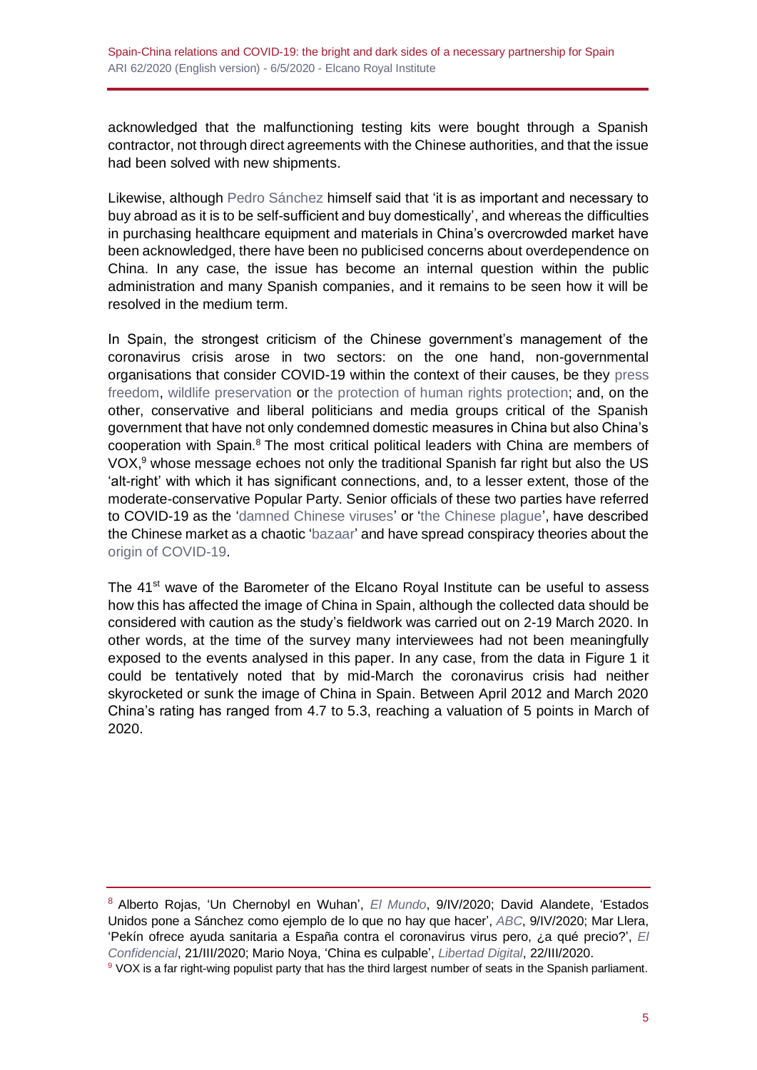acknowledged that the malfunctioning testing kits were bought through a Spanish contractor, not through direct agreements with the Chinese authorities, and that the issue had been solved with new shipments.

Likewise, although Pedro Sánchez himself said that 'it is as important and necessary to buy abroad as it is to be self-sufficient and buy domestically', and whereas the difficulties in purchasing healthcare equipment and materials in China's overcrowded market have been acknowledged, there have been no publicised concerns about overdependence on China. In any case, the issue has become an internal question within the public administration and many Spanish companies, and it remains to be seen how it will be resolved in the medium term.

In Spain, the strongest criticism of the Chinese government's management of the coronavirus crisis arose in two sectors: on the one hand, non-governmental organisations that consider COVID-19 within the context of their causes, be they press freedom, wildlife preservation or the protection of human rights protection; and, on the other, conservative and liberal politicians and media groups critical of the Spanish government that have not only condemned domestic measures in China but also China's cooperation with Spain.[8] The most critical political leaders with China are members of VOX,[9] whose message echoes not only the traditional Spanish far right but also the US 'alt-right' with which it has significant connections, and, to a lesser extent, those of the moderate-conservative Popular Party. Senior officials of these two parties have referred to COVID-19 as the 'damned Chinese viruses' or 'the Chinese plague', have described the Chinese market as a chaotic 'bazaar' and have spread conspiracy theories about the origin of COVID-19.

The 41st wave of the Barometer of the Elcano Royal Institute can be useful to assess how this has affected the image of China in Spain, although the collected data should be considered with caution as the study's fieldwork was carried out on 2-19 March 2020. In other words, at the time of the survey many interviewees had not been meaningfully exposed to the events analysed in this paper. In any case, from the data in Figure 1 it could be tentatively noted that by mid-March the coronavirus crisis had neither skyrocketed or sunk the image of China in Spain. Between April 2012 and March 2020 China's rating has ranged from 4.7 to 5.3, reaching a valuation of 5 points in March of 2020.

---

[8] Alberto Rojas, 'Un Chernobyl en Wuhan', *El Mundo*, 9/IV/2020; David Alandete, 'Estados Unidos pone a Sánchez como ejemplo de lo que no hay que hacer', *ABC*, 9/IV/2020; Mar Llera, 'Pekín ofrece ayuda sanitaria a España contra el coronavirus virus pero, ¿a qué precio?', *El Confidencial*, 21/III/2020; Mario Noya, 'China es culpable', *Libertad Digital*, 22/III/2020.

[9] VOX is a far right-wing populist party that has the third largest number of seats in the Spanish parliament.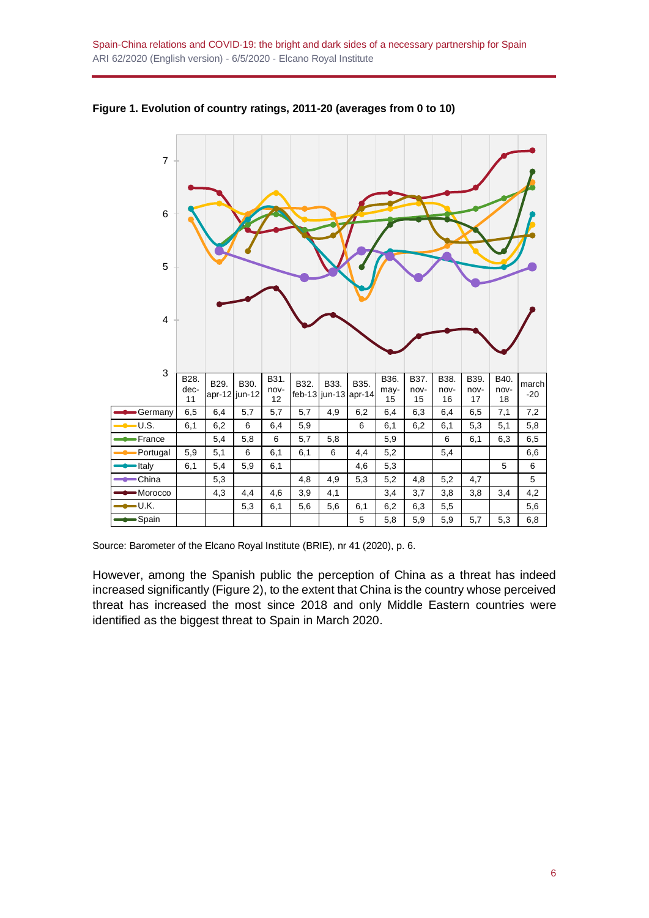**Figure 1. Evolution of country ratings, 2011-20 (averages from 0 to 10)**

| | B28. dec-11 | B29. apr-12 | B30. jun-12 | B31. nov-12 | B32. feb-13 | B33. jun-13 | B35. apr-14 | B36. may-15 | B37. nov-15 | B38. nov-16 | B39. nov-17 | B40. nov-18 | march -20 |
|---|---|---|---|---|---|---|---|---|---|---|---|---|---|
| Germany | 6,5 | 6,4 | 5,7 | 5,7 | 5,7 | 4,9 | 6,2 | 6,4 | 6,3 | 6,4 | 6,5 | 7,1 | 7,2 |
| U.S. | 6,1 | 6,2 | 6 | 6,4 | 5,9 | | 6 | 6,1 | 6,2 | 6,1 | 5,3 | 5,1 | 5,8 |
| France | | 5,4 | 5,8 | 6 | 5,7 | 5,8 | | 5,9 | | 6 | 6,1 | 6,3 | 6,5 |
| Portugal | 5,9 | 5,1 | 6 | 6,1 | 6,1 | 6 | 4,4 | 5,2 | | 5,4 | | | 6,6 |
| Italy | 6,1 | 5,4 | 5,9 | 6,1 | | | 4,6 | 5,3 | | | | 5 | 6 |
| China | | 5,3 | | | 4,8 | 4,9 | 5,3 | 5,2 | 4,8 | 5,2 | 4,7 | | 5 |
| Morocco | | 4,3 | 4,4 | 4,6 | 3,9 | 4,1 | | 3,4 | 3,7 | 3,8 | 3,8 | 3,4 | 4,2 |
| U.K. | | | 5,3 | 6,1 | 5,6 | 5,6 | 6,1 | 6,2 | 6,3 | 5,5 | | | 5,6 |
| Spain | | | | | | | 5 | 5,8 | 5,9 | 5,9 | 5,7 | 5,3 | 6,8 |

Source: Barometer of the Elcano Royal Institute (BRIE), nr 41 (2020), p. 6.

However, among the Spanish public the perception of China as a threat has indeed increased significantly (Figure 2), to the extent that China is the country whose perceived threat has increased the most since 2018 and only Middle Eastern countries were identified as the biggest threat to Spain in March 2020.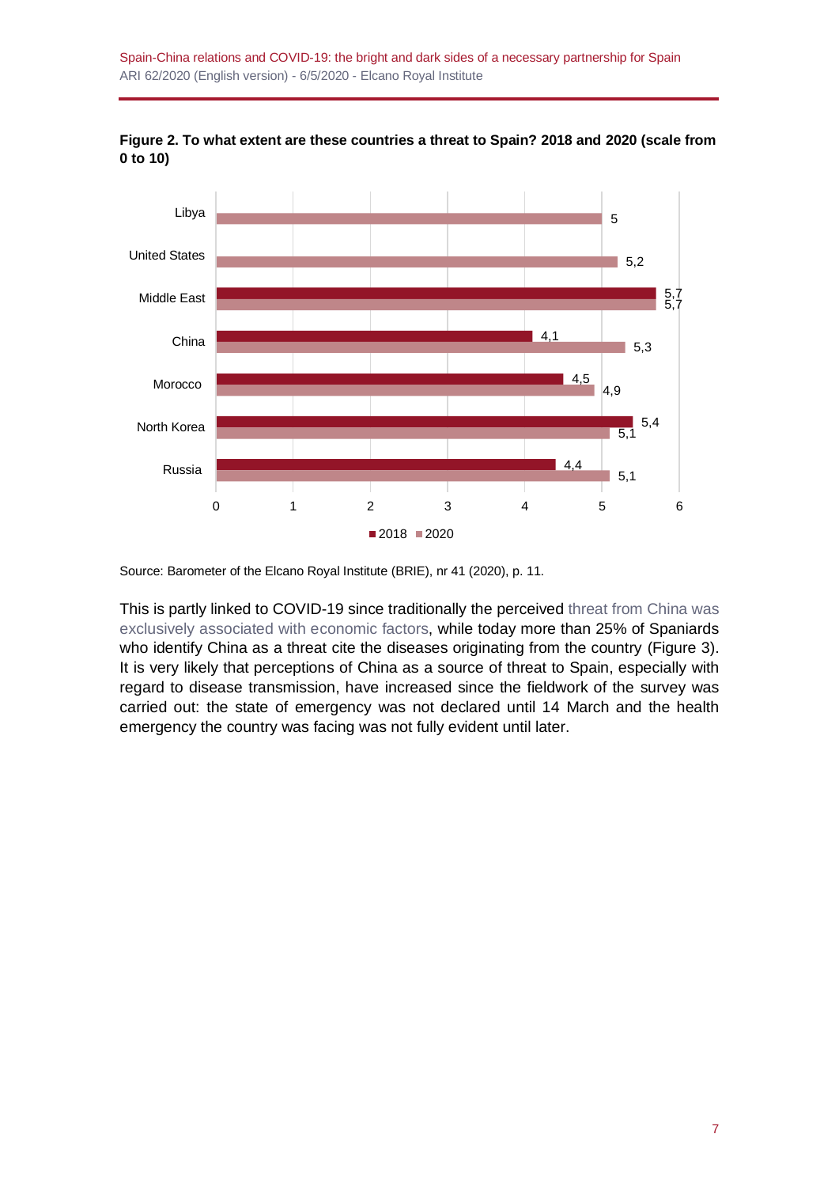**Figure 2. To what extent are these countries a threat to Spain? 2018 and 2020 (scale from 0 to 10)**

| Country | 2018 | 2020 |
|---|---|---|
| Libya | | 5 |
| United States | | 5,2 |
| Middle East | 5,7 | 5,7 |
| China | 4,1 | 5,3 |
| Morocco | 4,5 | 4,9 |
| North Korea | 5,4 | 5,1 |
| Russia | 4,4 | 5,1 |

Source: Barometer of the Elcano Royal Institute (BRIE), nr 41 (2020), p. 11.

This is partly linked to COVID-19 since traditionally the perceived threat from China was exclusively associated with economic factors, while today more than 25% of Spaniards who identify China as a threat cite the diseases originating from the country (Figure 3). It is very likely that perceptions of China as a source of threat to Spain, especially with regard to disease transmission, have increased since the fieldwork of the survey was carried out: the state of emergency was not declared until 14 March and the health emergency the country was facing was not fully evident until later.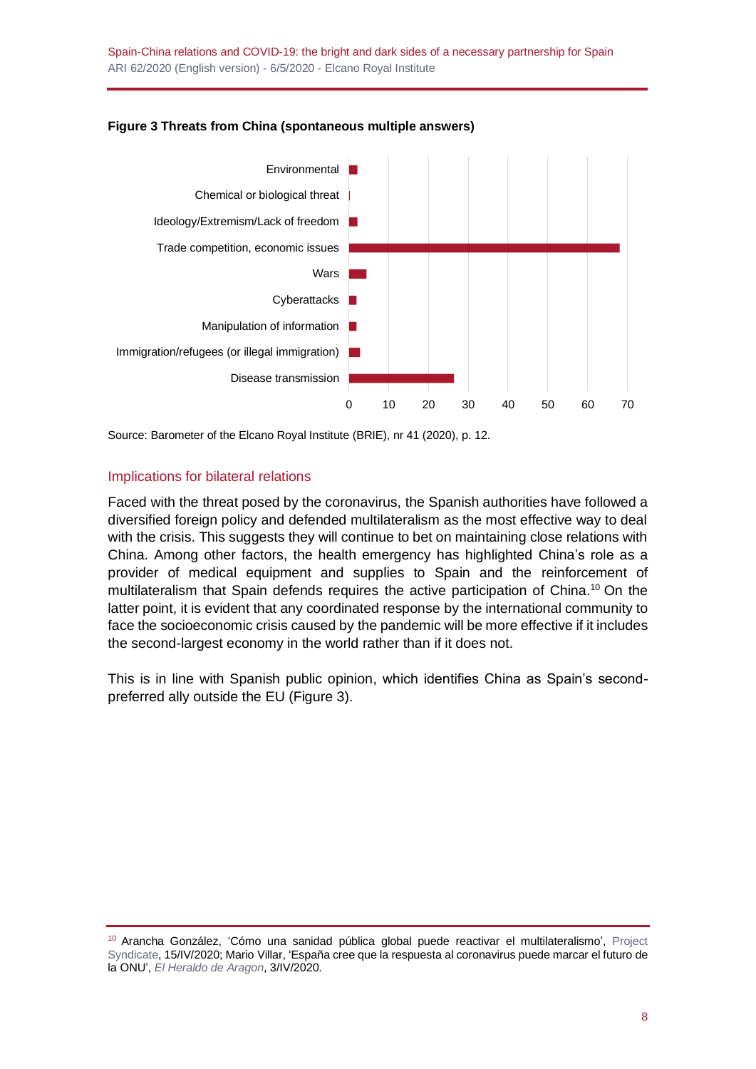**Figure 3 Threats from China (spontaneous multiple answers)**

Source: Barometer of the Elcano Royal Institute (BRIE), nr 41 (2020), p. 12.

## Implications for bilateral relations

Faced with the threat posed by the coronavirus, the Spanish authorities have followed a diversified foreign policy and defended multilateralism as the most effective way to deal with the crisis. This suggests they will continue to bet on maintaining close relations with China. Among other factors, the health emergency has highlighted China's role as a provider of medical equipment and supplies to Spain and the reinforcement of multilateralism that Spain defends requires the active participation of China.[10] On the latter point, it is evident that any coordinated response by the international community to face the socioeconomic crisis caused by the pandemic will be more effective if it includes the second-largest economy in the world rather than if it does not.

This is in line with Spanish public opinion, which identifies China as Spain's second-preferred ally outside the EU (Figure 3).

---

[10] Arancha González, 'Cómo una sanidad pública global puede reactivar el multilateralismo', Project Syndicate, 15/IV/2020; Mario Villar, 'España cree que la respuesta al coronavirus puede marcar el futuro de la ONU', *El Heraldo de Aragon*, 3/IV/2020.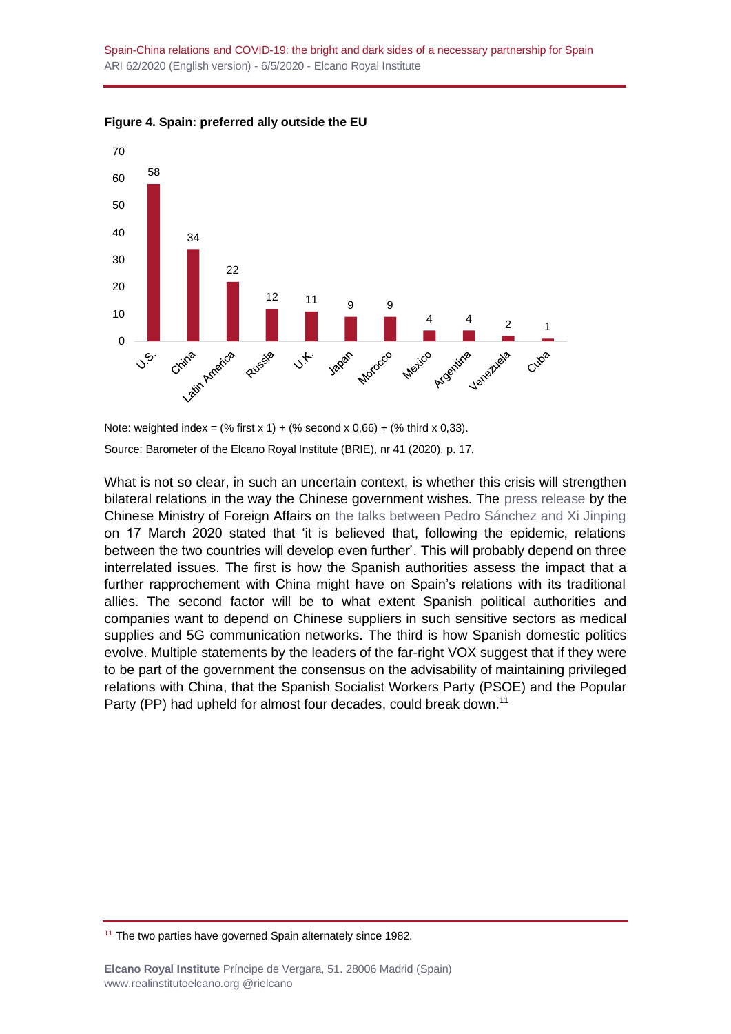**Figure 4. Spain: preferred ally outside the EU**

70
60
50
40
30
20
10
0

58
34
22
12
11
9
9
4
4
2
1

U.S.
China
Latin America
Russia
U.K.
Japan
Morocco
Mexico
Argentina
Venezuela
Cuba

Note: weighted index = (% first x 1) + (% second x 0,66) + (% third x 0,33).

Source: Barometer of the Elcano Royal Institute (BRIE), nr 41 (2020), p. 17.

What is not so clear, in such an uncertain context, is whether this crisis will strengthen bilateral relations in the way the Chinese government wishes. The press release by the Chinese Ministry of Foreign Affairs on the talks between Pedro Sánchez and Xi Jinping on 17 March 2020 stated that 'it is believed that, following the epidemic, relations between the two countries will develop even further'. This will probably depend on three interrelated issues. The first is how the Spanish authorities assess the impact that a further rapprochement with China might have on Spain's relations with its traditional allies. The second factor will be to what extent Spanish political authorities and companies want to depend on Chinese suppliers in such sensitive sectors as medical supplies and 5G communication networks. The third is how Spanish domestic politics evolve. Multiple statements by the leaders of the far-right VOX suggest that if they were to be part of the government the consensus on the advisability of maintaining privileged relations with China, that the Spanish Socialist Workers Party (PSOE) and the Popular Party (PP) had upheld for almost four decades, could break down.[11]

[11] The two parties have governed Spain alternately since 1982.